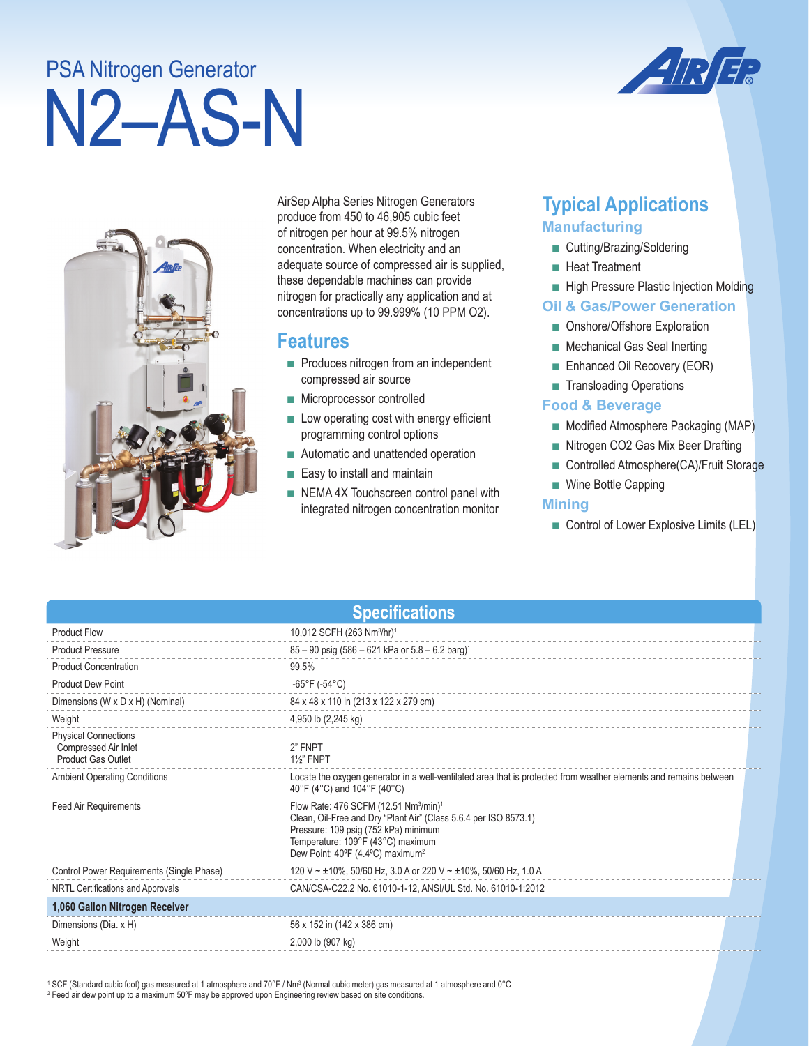# PSA Nitrogen Generator

# N2–AS-N

AirSep Alpha Series Nitrogen Generators produce from 450 to 46,905 cubic feet of nitrogen per hour at 99.5% nitrogen concentration. When electricity and an adequate source of compressed air is supplied, these dependable machines can provide nitrogen for practically any application and at concentrations up to 99.999% (10 PPM O2).

## Features

- Produces nitrogen from an independent compressed air source
- Microprocessor controlled
- Low operating cost with energy efficient programming control options
- Automatic and unattended operation
- Easy to install and maintain
- NEMA 4X Touchscreen control panel with integrated nitrogen concentration monitor

## Typical Applications

### Manufacturing

- Cutting/Brazing/Soldering
- Heat Treatment
- High Pressure Plastic Injection Molding

### Oil & Gas/Power Generation

- Onshore/Offshore Exploration
- Mechanical Gas Seal Inerting
- Enhanced Oil Recovery (EOR)
- Transloading Operations

### Food & Beverage

- Modified Atmosphere Packaging (MAP)
- Nitrogen CO2 Gas Mix Beer Drafting
- Controlled Atmosphere(CA)/Fruit Storage
- Wine Bottle Capping

### Mining

- Control of Lower Explosive Limits (LEL)

## Specifications

| Specification | Value |
|---|---|
| Product Flow | 10,012 SCFH (263 Nm³/hr)[1] |
| Product Pressure | 85 – 90 psig (586 – 621 kPa or 5.8 – 6.2 barg)[1] |
| Product Concentration | 99.5% |
| Product Dew Point | -65°F (-54°C) |
| Dimensions (W x D x H) (Nominal) | 84 x 48 x 110 in (213 x 122 x 279 cm) |
| Weight | 4,950 lb (2,245 kg) |
| Physical Connections<br>Compressed Air Inlet<br>Product Gas Outlet | <br>2" FNPT<br>1½" FNPT |
| Ambient Operating Conditions | Locate the oxygen generator in a well-ventilated area that is protected from weather elements and remains between 40°F (4°C) and 104°F (40°C) |
| Feed Air Requirements | Flow Rate: 476 SCFM (12.51 Nm³/min)[1]<br>Clean, Oil-Free and Dry "Plant Air" (Class 5.6.4 per ISO 8573.1)<br>Pressure: 109 psig (752 kPa) minimum<br>Temperature: 109°F (43°C) maximum<br>Dew Point: 40°F (4.4°C) maximum[2] |
| Control Power Requirements (Single Phase) | 120 V ~ ±10%, 50/60 Hz, 3.0 A or 220 V ~ ±10%, 50/60 Hz, 1.0 A |
| NRTL Certifications and Approvals | CAN/CSA-C22.2 No. 61010-1-12, ANSI/UL Std. No. 61010-1:2012 |
| **1,060 Gallon Nitrogen Receiver** | |
| Dimensions (Dia. x H) | 56 x 152 in (142 x 386 cm) |
| Weight | 2,000 lb (907 kg) |

[1] SCF (Standard cubic foot) gas measured at 1 atmosphere and 70°F / Nm³ (Normal cubic meter) gas measured at 1 atmosphere and 0°C
[2] Feed air dew point up to a maximum 50ºF may be approved upon Engineering review based on site conditions.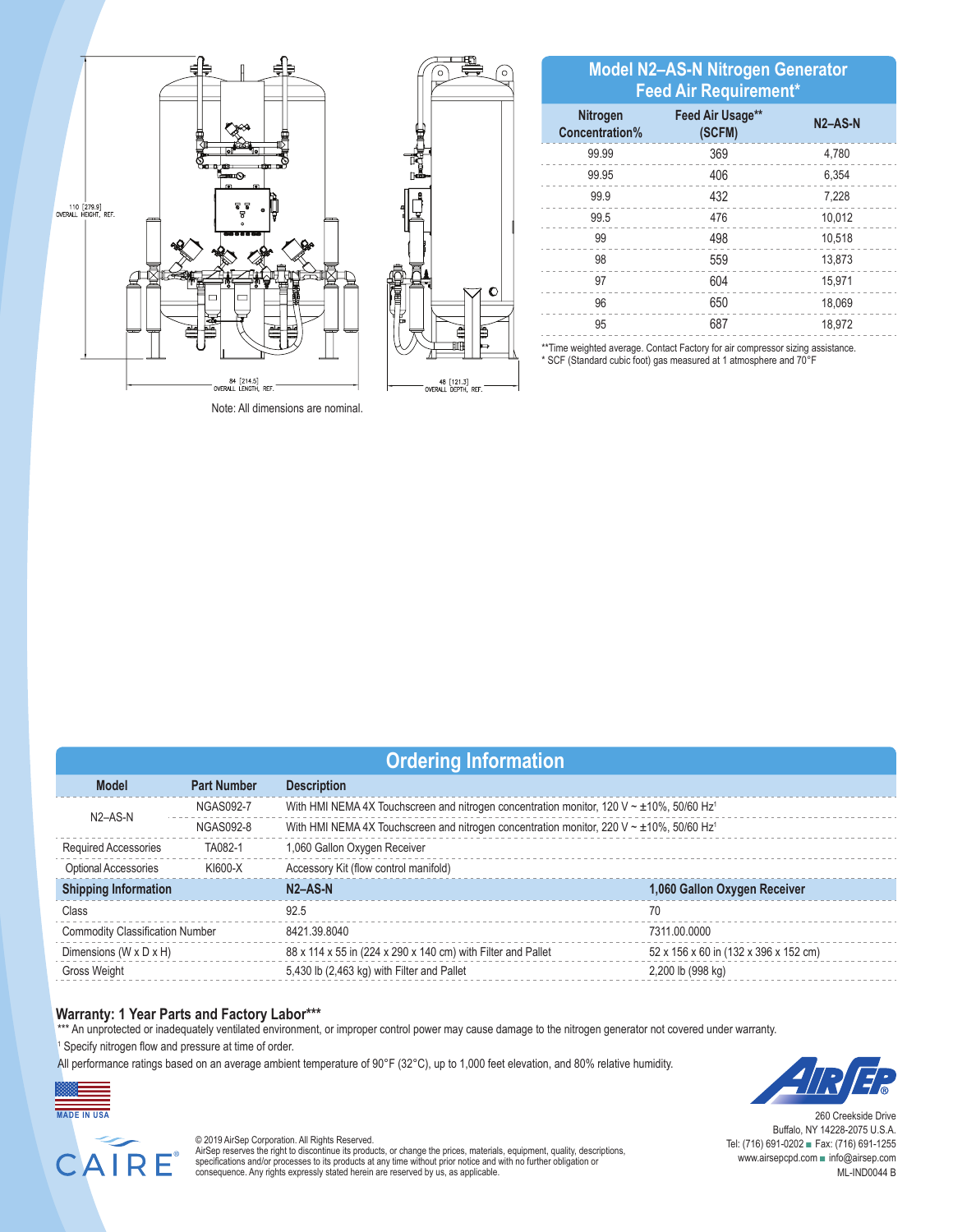110 [279.9]
OVERALL HEIGHT, REF.

84 [214.5]
OVERALL LENGTH, REF.

48 [121.3]
OVERALL DEPTH, REF.

Note: All dimensions are nominal.

## Model N2–AS-N Nitrogen Generator Feed Air Requirement*

| Nitrogen Concentration% | Feed Air Usage** (SCFM) | N2–AS-N |
|---|---|---|
| 99.99 | 369 | 4,780 |
| 99.95 | 406 | 6,354 |
| 99.9 | 432 | 7,228 |
| 99.5 | 476 | 10,012 |
| 99 | 498 | 10,518 |
| 98 | 559 | 13,873 |
| 97 | 604 | 15,971 |
| 96 | 650 | 18,069 |
| 95 | 687 | 18,972 |

**Time weighted average. Contact Factory for air compressor sizing assistance.
* SCF (Standard cubic foot) gas measured at 1 atmosphere and 70°F

## Ordering Information

| Model | Part Number | Description | |
|---|---|---|---|
| N2–AS-N | NGAS092-7 | With HMI NEMA 4X Touchscreen and nitrogen concentration monitor, 120 V ~ ±10%, 50/60 Hz[1] | |
| | NGAS092-8 | With HMI NEMA 4X Touchscreen and nitrogen concentration monitor, 220 V ~ ±10%, 50/60 Hz[1] | |
| Required Accessories | TA082-1 | 1,060 Gallon Oxygen Receiver | |
| Optional Accessories | KI600-X | Accessory Kit (flow control manifold) | |
| **Shipping Information** | | **N2–AS-N** | **1,060 Gallon Oxygen Receiver** |
| Class | | 92.5 | 70 |
| Commodity Classification Number | | 8421.39.8040 | 7311.00.0000 |
| Dimensions (W x D x H) | | 88 x 114 x 55 in (224 x 290 x 140 cm) with Filter and Pallet | 52 x 156 x 60 in (132 x 396 x 152 cm) |
| Gross Weight | | 5,430 lb (2,463 kg) with Filter and Pallet | 2,200 lb (998 kg) |

### Warranty: 1 Year Parts and Factory Labor***

*** An unprotected or inadequately ventilated environment, or improper control power may cause damage to the nitrogen generator not covered under warranty.

[1] Specify nitrogen flow and pressure at time of order.

All performance ratings based on an average ambient temperature of 90°F (32°C), up to 1,000 feet elevation, and 80% relative humidity.

MADE IN USA

CAIRE®

© 2019 AirSep Corporation. All Rights Reserved.
AirSep reserves the right to discontinue its products, or change the prices, materials, equipment, quality, descriptions, specifications and/or processes to its products at any time without prior notice and with no further obligation or consequence. Any rights expressly stated herein are reserved by us, as applicable.

AIRSEP®

260 Creekside Drive
Buffalo, NY 14228-2075 U.S.A.
Tel: (716) 691-0202 ■ Fax: (716) 691-1255
www.airsepcpd.com ■ info@airsep.com
ML-IND0044 B